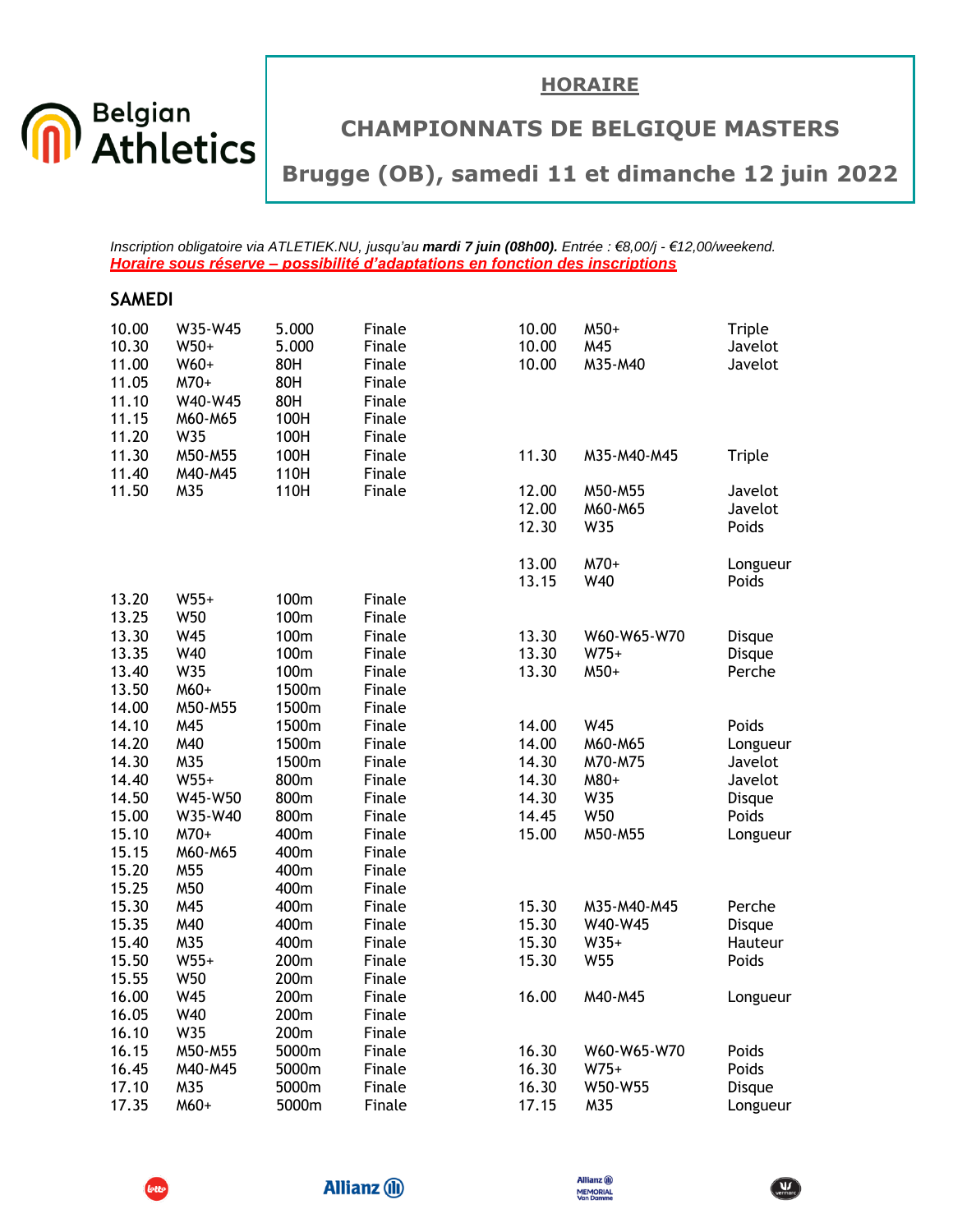# HORAIRE

## CHAMPIONNATS DE BELGIQUE MASTERS

## Brugge (OB), samedi 11 et dimanche 12 juin 2022

*Inscription obligatoire via ATLETIEK.NU, jusqu'au **mardi 7 juin (08h00).** Entrée : €8,00/j - €12,00/weekend.*
***Horaire sous réserve – possibilité d'adaptations en fonction des inscriptions***

### SAMEDI

| Heure | Catégorie | Épreuve | Tour | Heure | Catégorie | Épreuve |
|---|---|---|---|---|---|---|
| 10.00 | W35-W45 | 5.000 | Finale | 10.00 | M50+ | Triple |
| 10.30 | W50+ | 5.000 | Finale | 10.00 | M45 | Javelot |
| 11.00 | W60+ | 80H | Finale | 10.00 | M35-M40 | Javelot |
| 11.05 | M70+ | 80H | Finale | | | |
| 11.10 | W40-W45 | 80H | Finale | | | |
| 11.15 | M60-M65 | 100H | Finale | | | |
| 11.20 | W35 | 100H | Finale | | | |
| 11.30 | M50-M55 | 100H | Finale | 11.30 | M35-M40-M45 | Triple |
| 11.40 | M40-M45 | 110H | Finale | | | |
| 11.50 | M35 | 110H | Finale | 12.00 | M50-M55 | Javelot |
| | | | | 12.00 | M60-M65 | Javelot |
| | | | | 12.30 | W35 | Poids |
| | | | | 13.00 | M70+ | Longueur |
| | | | | 13.15 | W40 | Poids |
| 13.20 | W55+ | 100m | Finale | | | |
| 13.25 | W50 | 100m | Finale | | | |
| 13.30 | W45 | 100m | Finale | 13.30 | W60-W65-W70 | Disque |
| 13.35 | W40 | 100m | Finale | 13.30 | W75+ | Disque |
| 13.40 | W35 | 100m | Finale | 13.30 | M50+ | Perche |
| 13.50 | M60+ | 1500m | Finale | | | |
| 14.00 | M50-M55 | 1500m | Finale | | | |
| 14.10 | M45 | 1500m | Finale | 14.00 | W45 | Poids |
| 14.20 | M40 | 1500m | Finale | 14.00 | M60-M65 | Longueur |
| 14.30 | M35 | 1500m | Finale | 14.30 | M70-M75 | Javelot |
| 14.40 | W55+ | 800m | Finale | 14.30 | M80+ | Javelot |
| 14.50 | W45-W50 | 800m | Finale | 14.30 | W35 | Disque |
| 15.00 | W35-W40 | 800m | Finale | 14.45 | W50 | Poids |
| 15.10 | M70+ | 400m | Finale | 15.00 | M50-M55 | Longueur |
| 15.15 | M60-M65 | 400m | Finale | | | |
| 15.20 | M55 | 400m | Finale | | | |
| 15.25 | M50 | 400m | Finale | | | |
| 15.30 | M45 | 400m | Finale | 15.30 | M35-M40-M45 | Perche |
| 15.35 | M40 | 400m | Finale | 15.30 | W40-W45 | Disque |
| 15.40 | M35 | 400m | Finale | 15.30 | W35+ | Hauteur |
| 15.50 | W55+ | 200m | Finale | 15.30 | W55 | Poids |
| 15.55 | W50 | 200m | Finale | | | |
| 16.00 | W45 | 200m | Finale | 16.00 | M40-M45 | Longueur |
| 16.05 | W40 | 200m | Finale | | | |
| 16.10 | W35 | 200m | Finale | | | |
| 16.15 | M50-M55 | 5000m | Finale | 16.30 | W60-W65-W70 | Poids |
| 16.45 | M40-M45 | 5000m | Finale | 16.30 | W75+ | Poids |
| 17.10 | M35 | 5000m | Finale | 16.30 | W50-W55 | Disque |
| 17.35 | M60+ | 5000m | Finale | 17.15 | M35 | Longueur |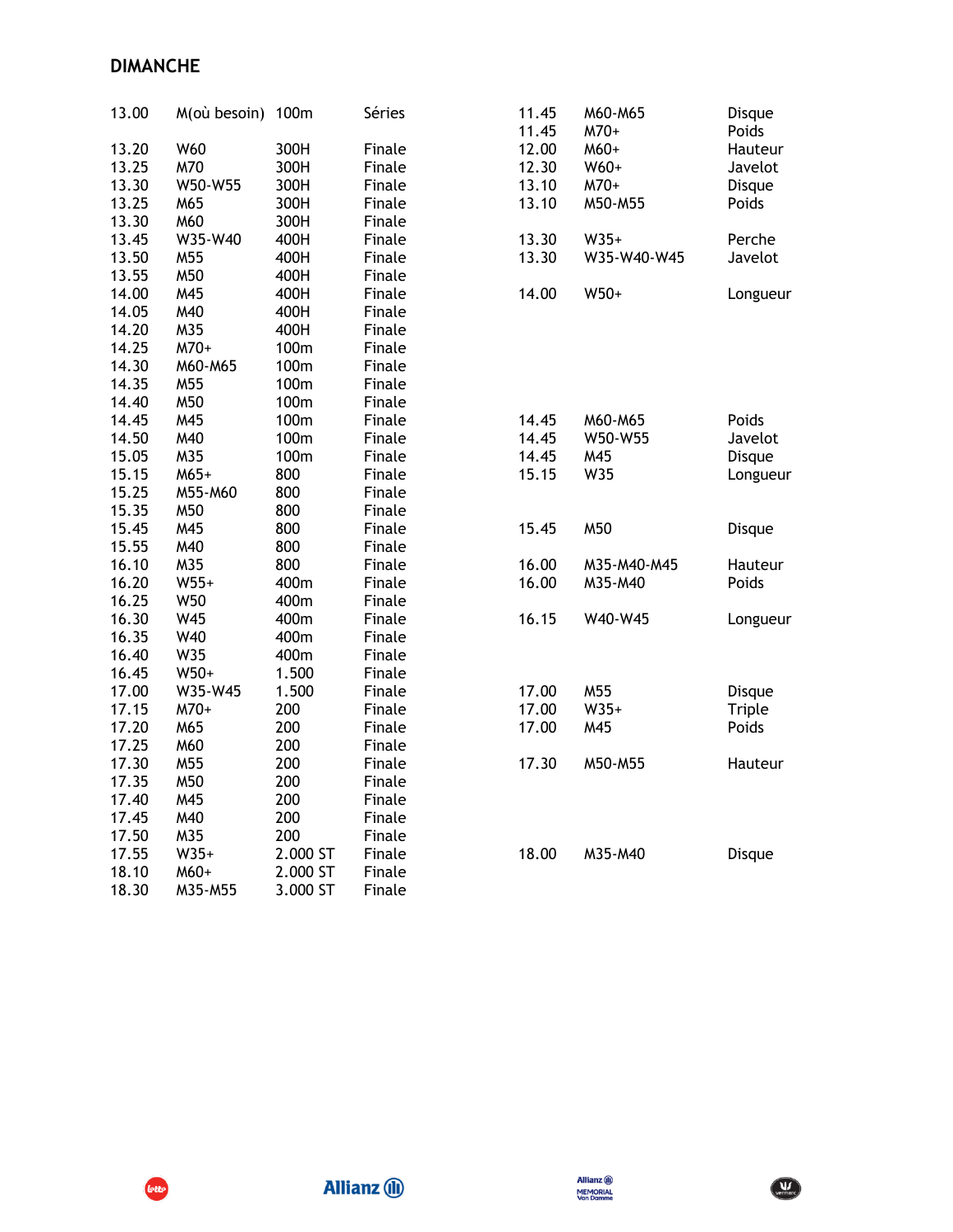## DIMANCHE

| | | | |
|---|---|---|---|
| 13.00 | M(où besoin) | 100m | Séries |
| 13.20 | W60 | 300H | Finale |
| 13.25 | M70 | 300H | Finale |
| 13.30 | W50-W55 | 300H | Finale |
| 13.25 | M65 | 300H | Finale |
| 13.30 | M60 | 300H | Finale |
| 13.45 | W35-W40 | 400H | Finale |
| 13.50 | M55 | 400H | Finale |
| 13.55 | M50 | 400H | Finale |
| 14.00 | M45 | 400H | Finale |
| 14.05 | M40 | 400H | Finale |
| 14.20 | M35 | 400H | Finale |
| 14.25 | M70+ | 100m | Finale |
| 14.30 | M60-M65 | 100m | Finale |
| 14.35 | M55 | 100m | Finale |
| 14.40 | M50 | 100m | Finale |
| 14.45 | M45 | 100m | Finale |
| 14.50 | M40 | 100m | Finale |
| 15.05 | M35 | 100m | Finale |
| 15.15 | M65+ | 800 | Finale |
| 15.25 | M55-M60 | 800 | Finale |
| 15.35 | M50 | 800 | Finale |
| 15.45 | M45 | 800 | Finale |
| 15.55 | M40 | 800 | Finale |
| 16.10 | M35 | 800 | Finale |
| 16.20 | W55+ | 400m | Finale |
| 16.25 | W50 | 400m | Finale |
| 16.30 | W45 | 400m | Finale |
| 16.35 | W40 | 400m | Finale |
| 16.40 | W35 | 400m | Finale |
| 16.45 | W50+ | 1.500 | Finale |
| 17.00 | W35-W45 | 1.500 | Finale |
| 17.15 | M70+ | 200 | Finale |
| 17.20 | M65 | 200 | Finale |
| 17.25 | M60 | 200 | Finale |
| 17.30 | M55 | 200 | Finale |
| 17.35 | M50 | 200 | Finale |
| 17.40 | M45 | 200 | Finale |
| 17.45 | M40 | 200 | Finale |
| 17.50 | M35 | 200 | Finale |
| 17.55 | W35+ | 2.000 ST | Finale |
| 18.10 | M60+ | 2.000 ST | Finale |
| 18.30 | M35-M55 | 3.000 ST | Finale |

| | | |
|---|---|---|
| 11.45 | M60-M65 | Disque |
| 11.45 | M70+ | Poids |
| 12.00 | M60+ | Hauteur |
| 12.30 | W60+ | Javelot |
| 13.10 | M70+ | Disque |
| 13.10 | M50-M55 | Poids |
| 13.30 | W35+ | Perche |
| 13.30 | W35-W40-W45 | Javelot |
| 14.00 | W50+ | Longueur |
| 14.45 | M60-M65 | Poids |
| 14.45 | W50-W55 | Javelot |
| 14.45 | M45 | Disque |
| 15.15 | W35 | Longueur |
| 15.45 | M50 | Disque |
| 16.00 | M35-M40-M45 | Hauteur |
| 16.00 | M35-M40 | Poids |
| 16.15 | W40-W45 | Longueur |
| 17.00 | M55 | Disque |
| 17.00 | W35+ | Triple |
| 17.00 | M45 | Poids |
| 17.30 | M50-M55 | Hauteur |
| 18.00 | M35-M40 | Disque |